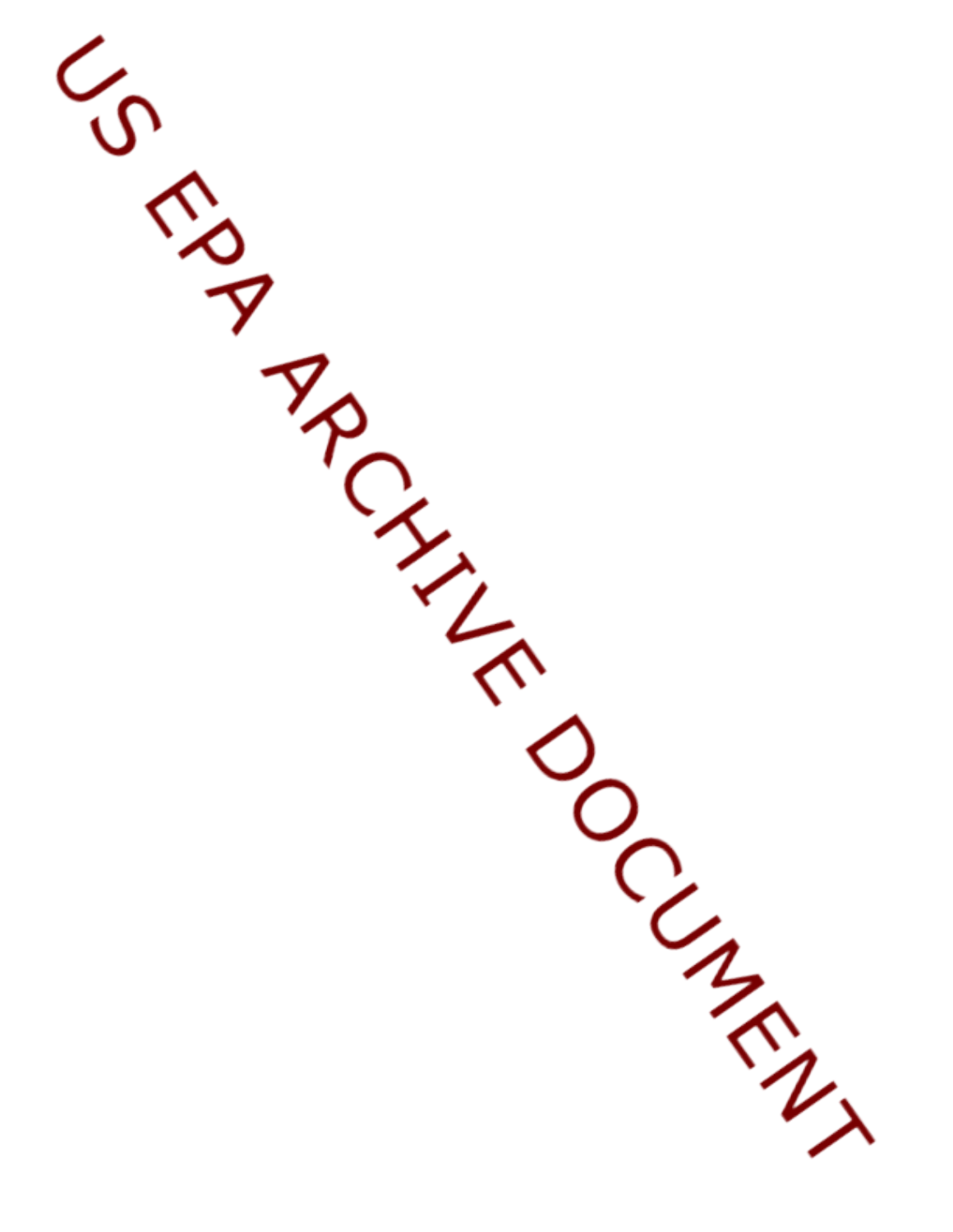US EPA ARCHIVE DOCUMENT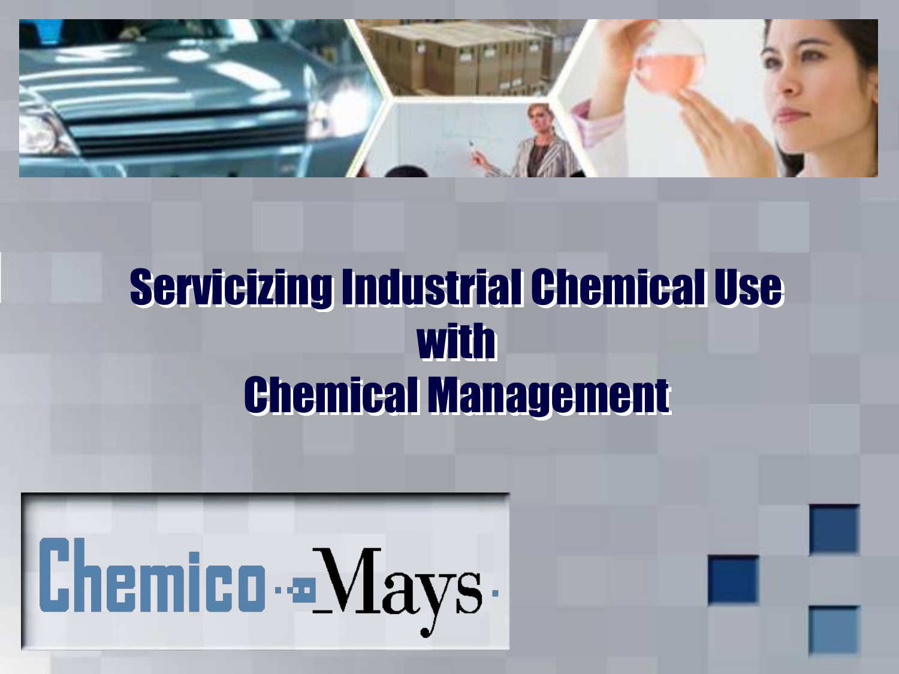# Servicizing Industrial Chemical Use with Chemical Management

Chemico Mays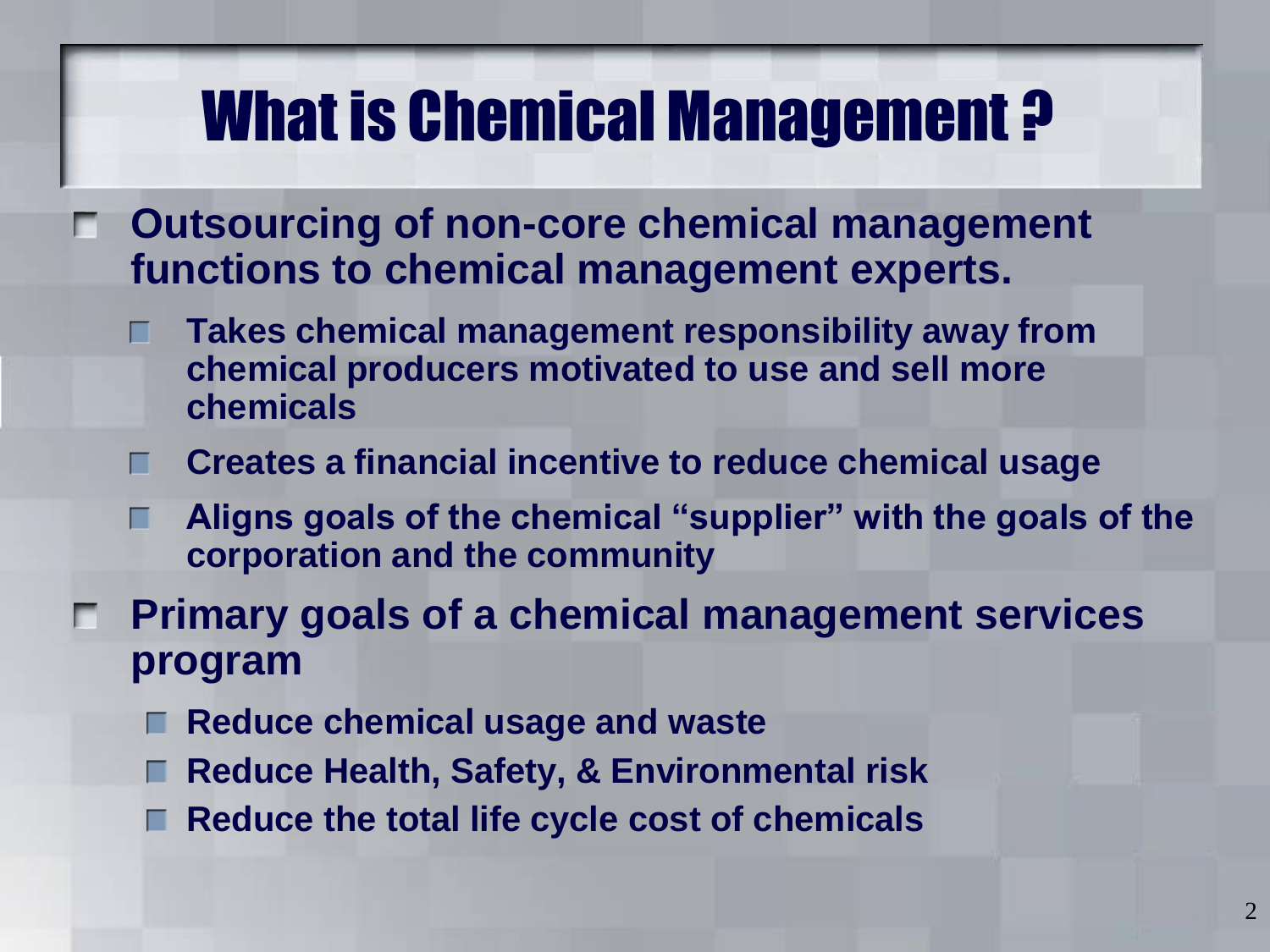# What is Chemical Management ?

- **Outsourcing of non-core chemical management functions to chemical management experts.**
  - **Takes chemical management responsibility away from chemical producers motivated to use and sell more chemicals**
  - **Creates a financial incentive to reduce chemical usage**
  - **Aligns goals of the chemical "supplier" with the goals of the corporation and the community**
- **Primary goals of a chemical management services program**
  - **Reduce chemical usage and waste**
  - **Reduce Health, Safety, & Environmental risk**
  - **Reduce the total life cycle cost of chemicals**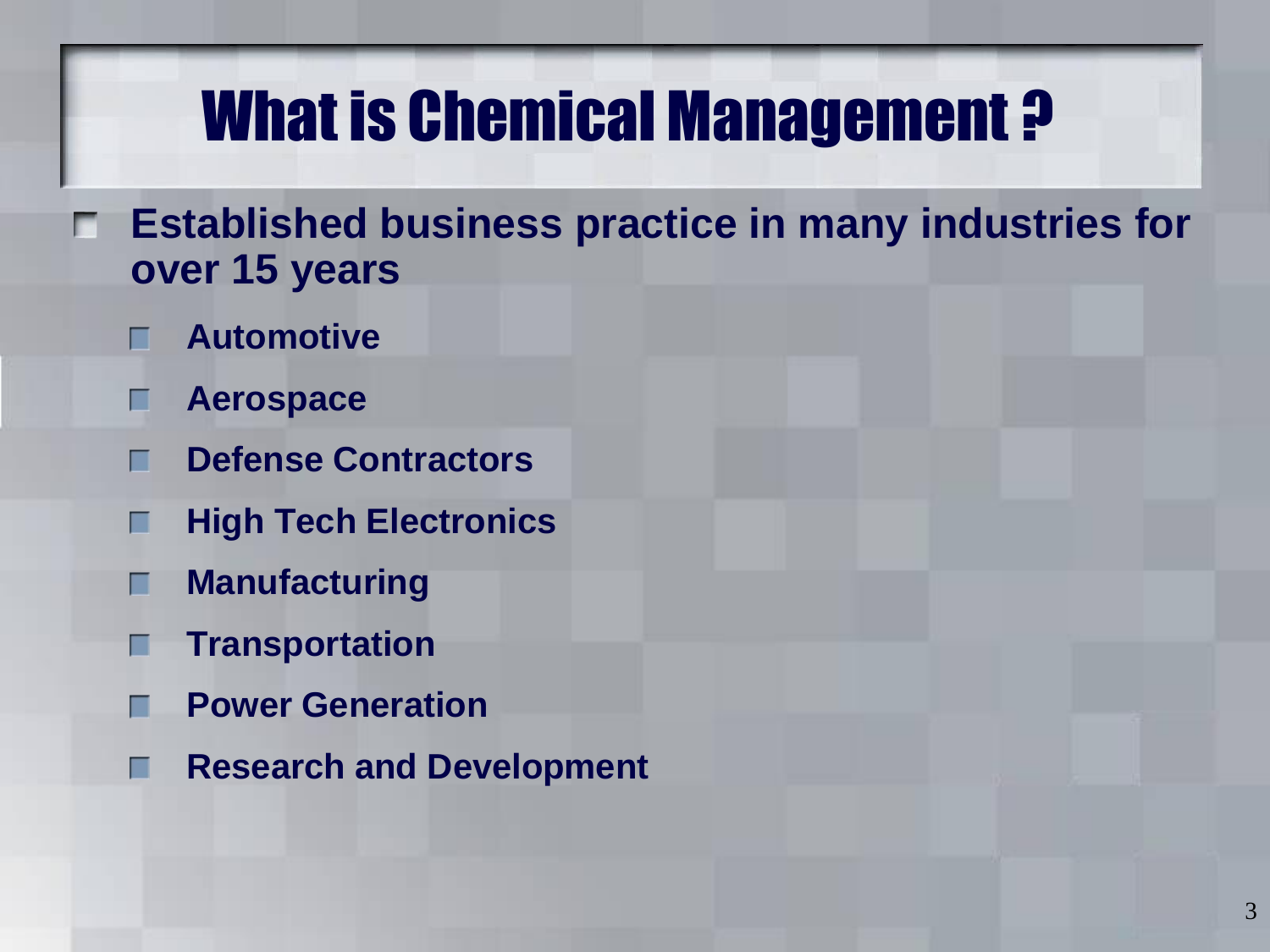# What is Chemical Management ?

- **Established business practice in many industries for over 15 years**
  - **Automotive**
  - **Aerospace**
  - **Defense Contractors**
  - **High Tech Electronics**
  - **Manufacturing**
  - **Transportation**
  - **Power Generation**
  - **Research and Development**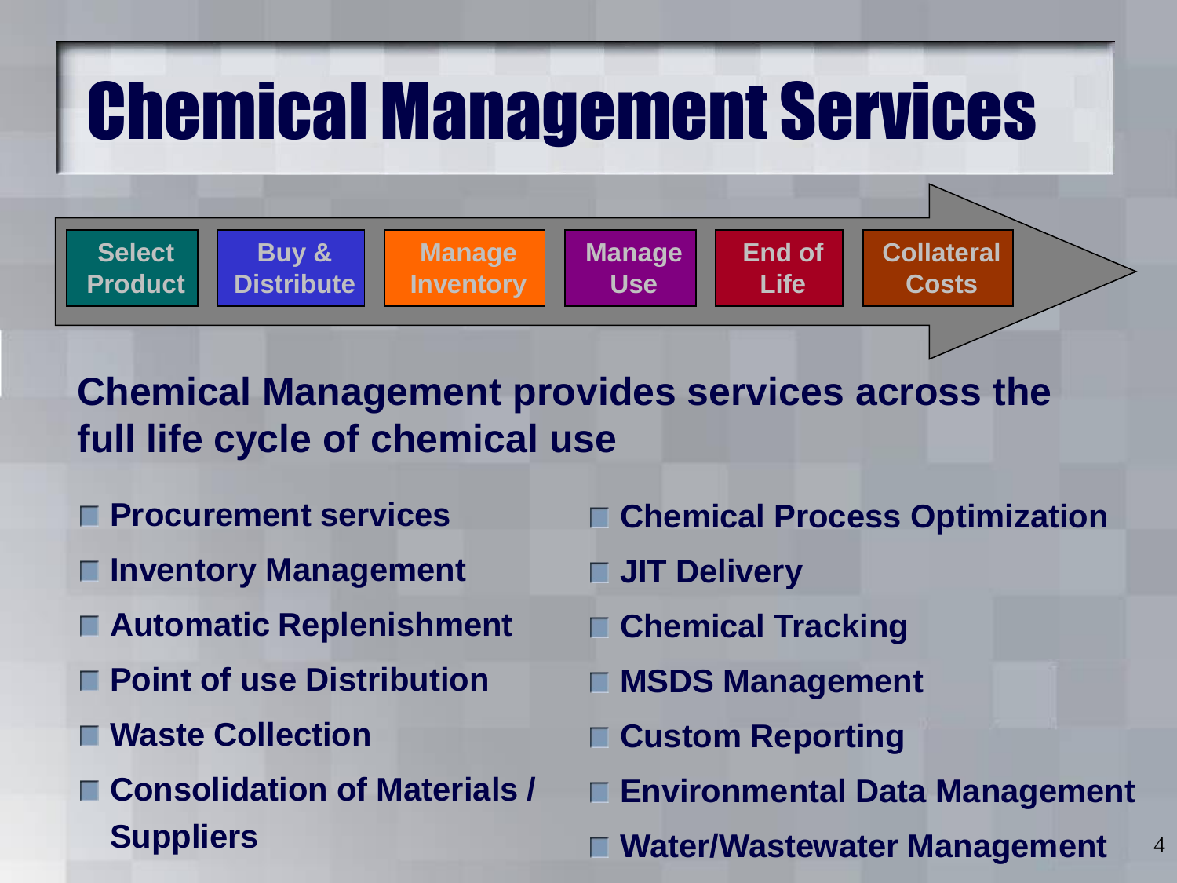# Chemical Management Services

Select Product → Buy & Distribute → Manage Inventory → Manage Use → End of Life → Collateral Costs

**Chemical Management provides services across the full life cycle of chemical use**

- Procurement services
- Inventory Management
- Automatic Replenishment
- Point of use Distribution
- Waste Collection
- Consolidation of Materials / Suppliers
- Chemical Process Optimization
- JIT Delivery
- Chemical Tracking
- MSDS Management
- Custom Reporting
- Environmental Data Management
- Water/Wastewater Management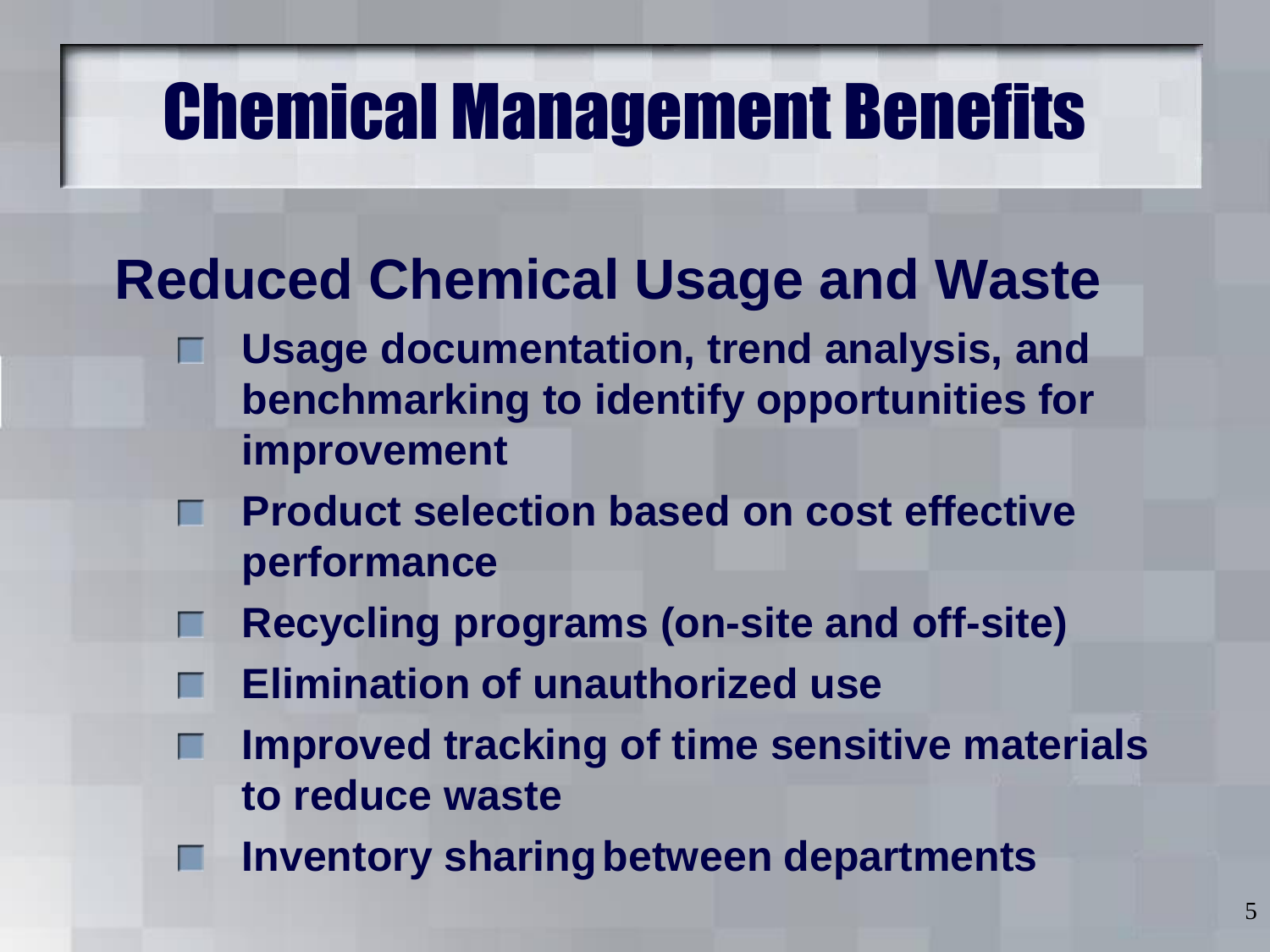# Chemical Management Benefits

## Reduced Chemical Usage and Waste

- Usage documentation, trend analysis, and benchmarking to identify opportunities for improvement
- Product selection based on cost effective performance
- Recycling programs (on-site and off-site)
- Elimination of unauthorized use
- Improved tracking of time sensitive materials to reduce waste
- Inventory sharing between departments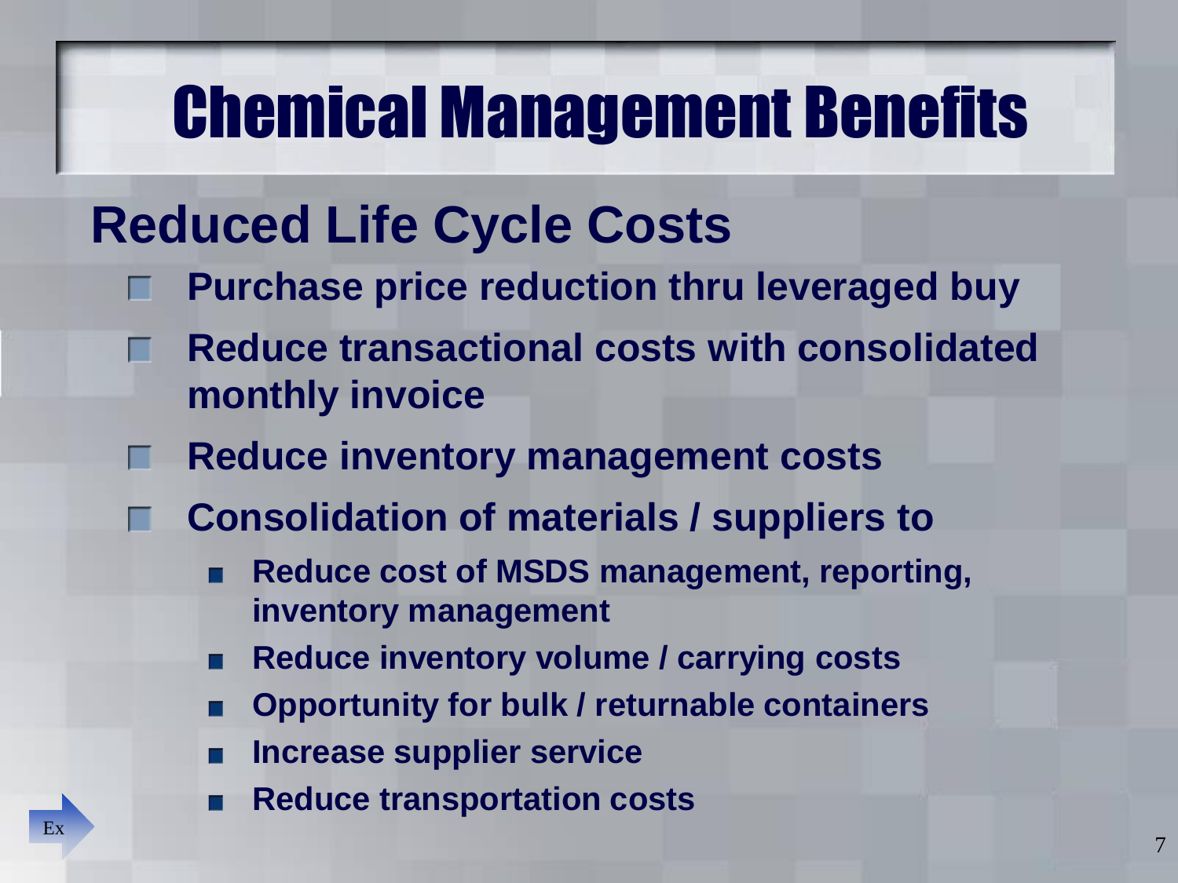# Chemical Management Benefits

## Reduced Life Cycle Costs

- Purchase price reduction thru leveraged buy
- Reduce transactional costs with consolidated monthly invoice
- Reduce inventory management costs
- Consolidation of materials / suppliers to
  - Reduce cost of MSDS management, reporting, inventory management
  - Reduce inventory volume / carrying costs
  - Opportunity for bulk / returnable containers
  - Increase supplier service
  - Reduce transportation costs

Ex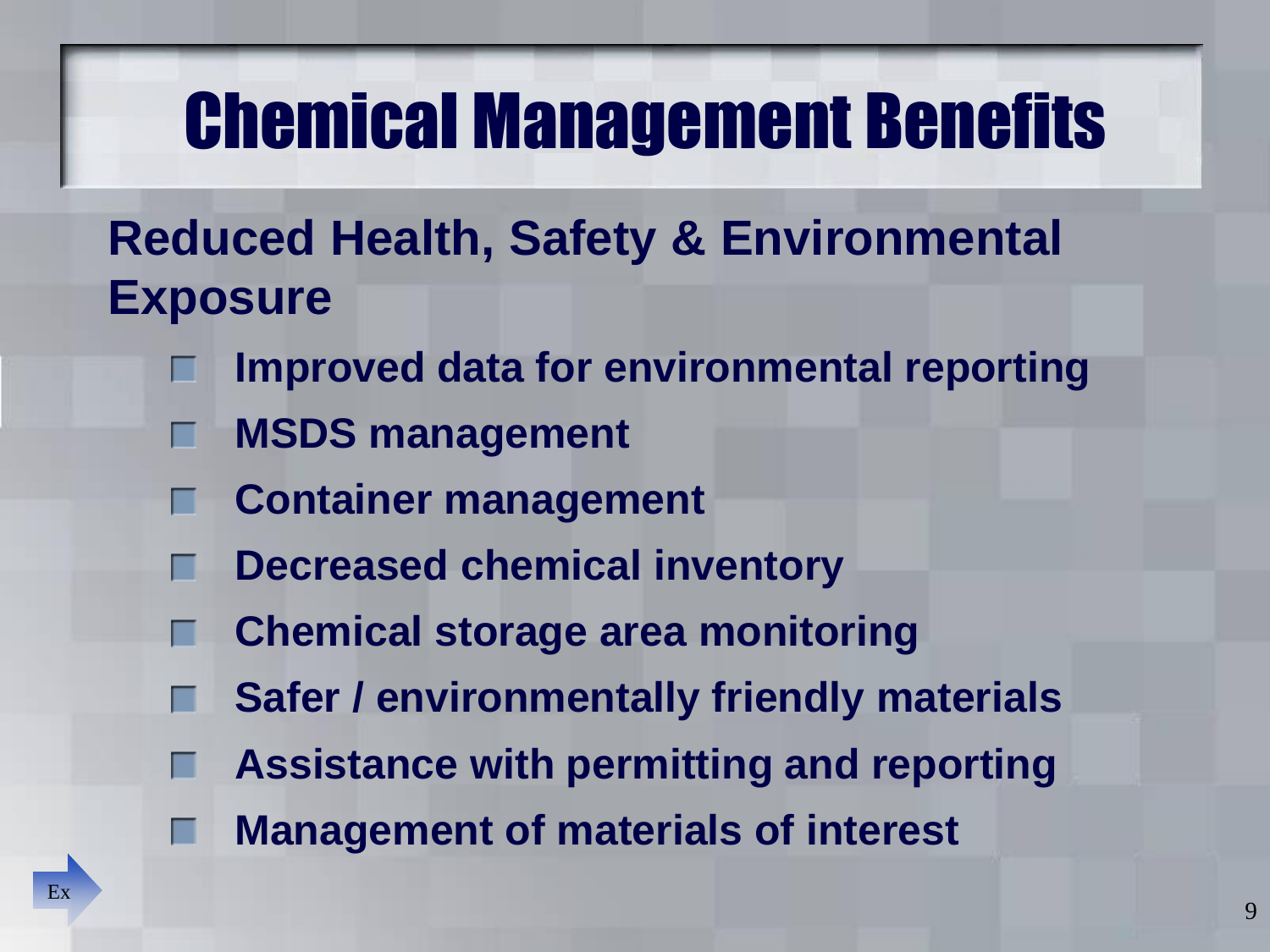# Chemical Management Benefits

## Reduced Health, Safety & Environmental Exposure

- Improved data for environmental reporting
- MSDS management
- Container management
- Decreased chemical inventory
- Chemical storage area monitoring
- Safer / environmentally friendly materials
- Assistance with permitting and reporting
- Management of materials of interest

Ex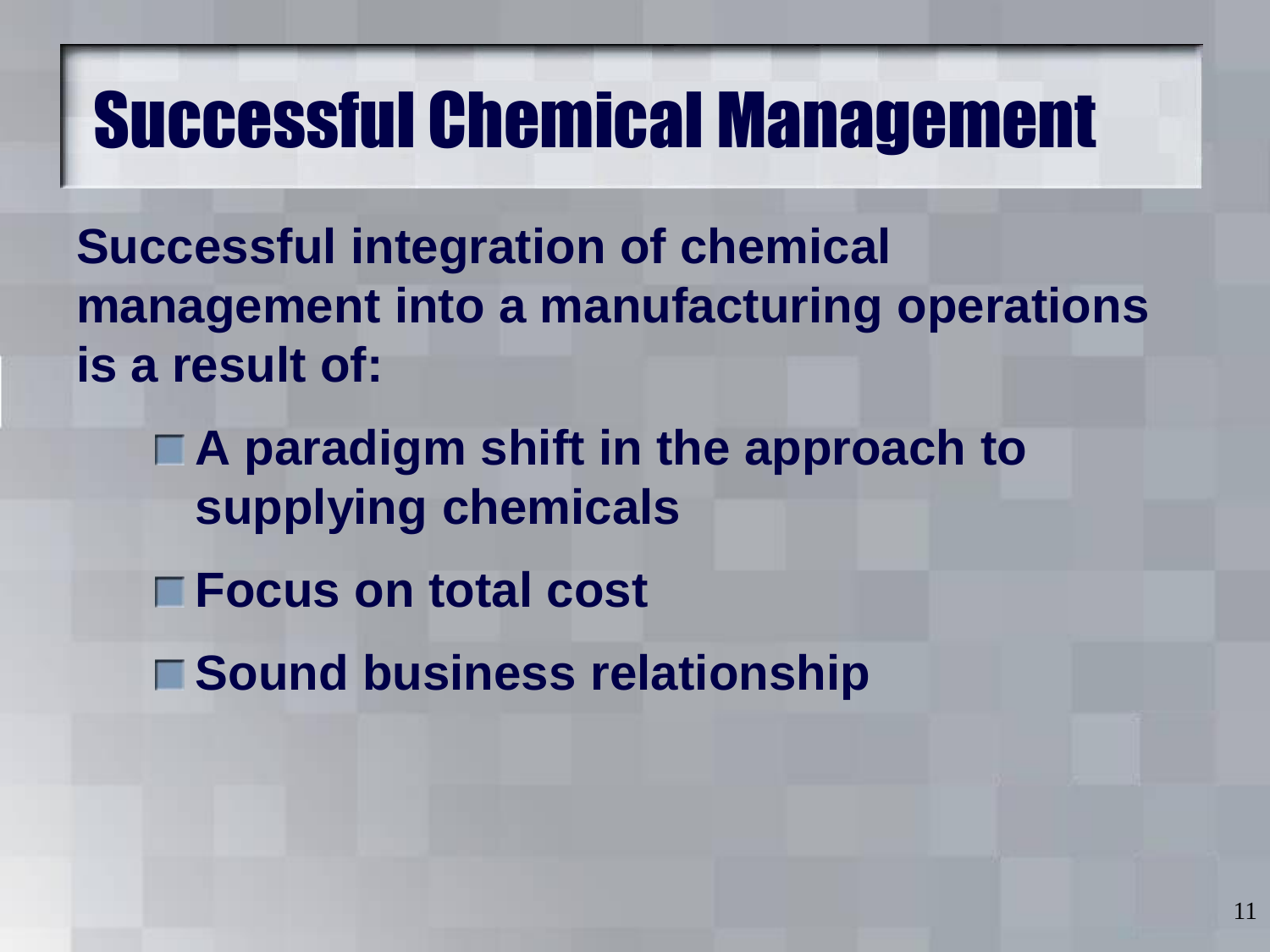# Successful Chemical Management

**Successful integration of chemical management into a manufacturing operations is a result of:**

- **A paradigm shift in the approach to supplying chemicals**
- **Focus on total cost**
- **Sound business relationship**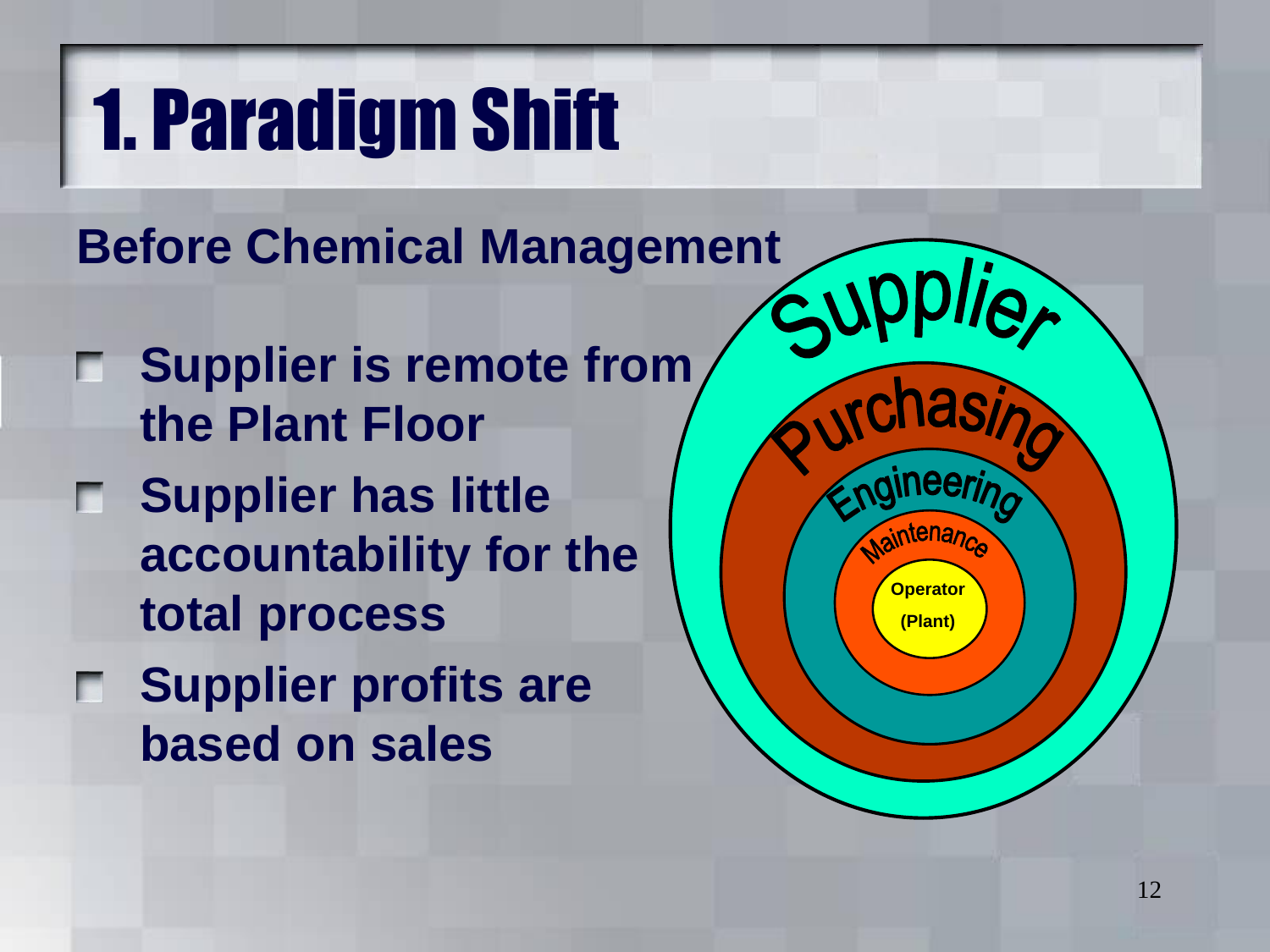# 1. Paradigm Shift

## Before Chemical Management

- Supplier is remote from the Plant Floor
- Supplier has little accountability for the total process
- Supplier profits are based on sales

Supplier

Purchasing

Engineering

Maintenance

Operator (Plant)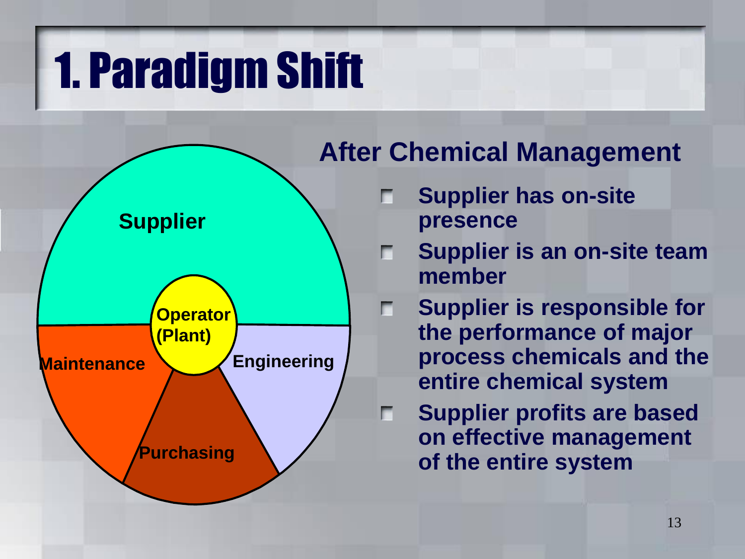# 1. Paradigm Shift

Supplier

Operator (Plant)

Maintenance

Engineering

Purchasing

## After Chemical Management

- Supplier has on-site presence
- Supplier is an on-site team member
- Supplier is responsible for the performance of major process chemicals and the entire chemical system
- Supplier profits are based on effective management of the entire system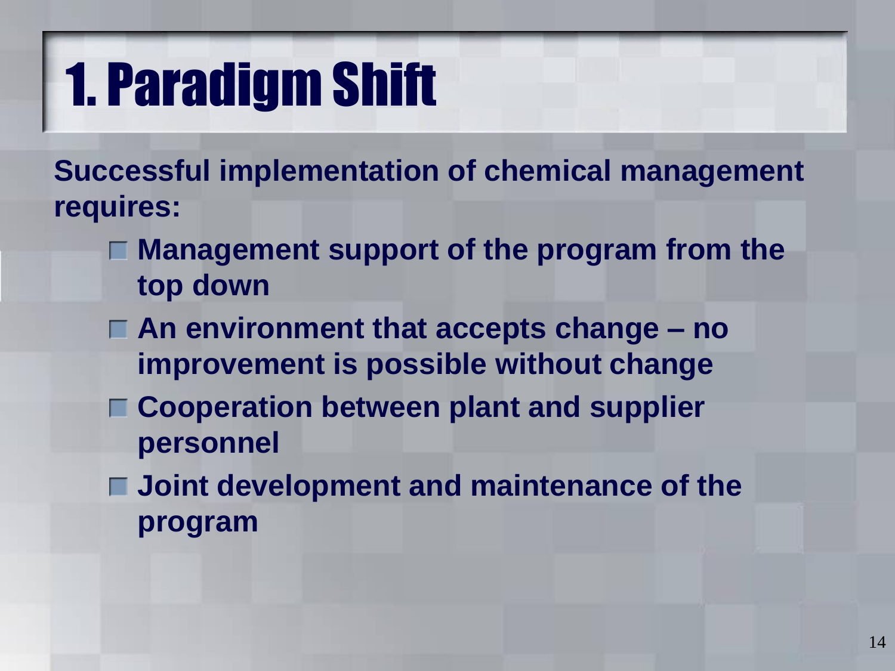# 1. Paradigm Shift

**Successful implementation of chemical management requires:**

- **Management support of the program from the top down**
- **An environment that accepts change – no improvement is possible without change**
- **Cooperation between plant and supplier personnel**
- **Joint development and maintenance of the program**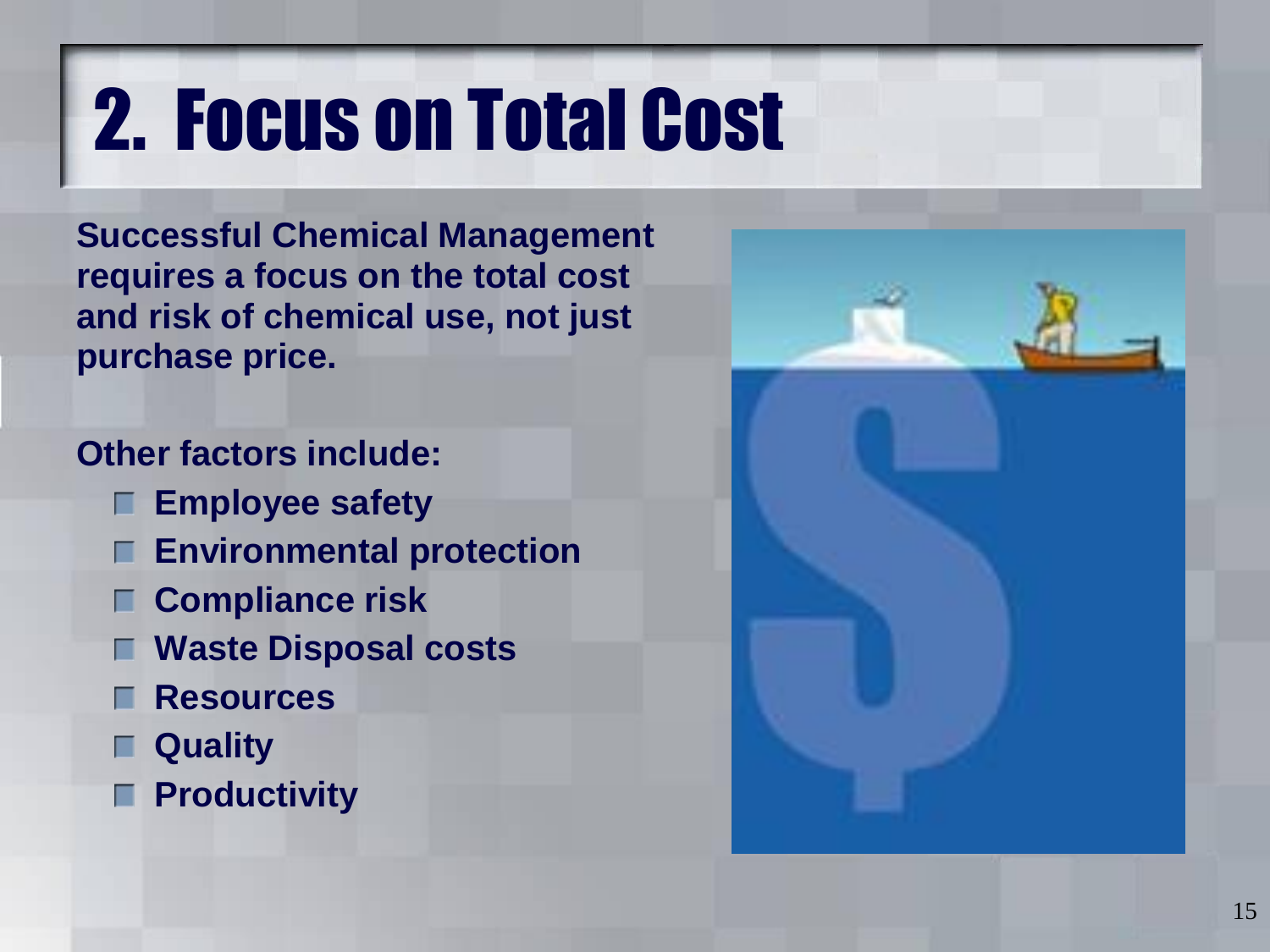# 2. Focus on Total Cost

**Successful Chemical Management requires a focus on the total cost and risk of chemical use, not just purchase price.**

**Other factors include:**

- **Employee safety**
- **Environmental protection**
- **Compliance risk**
- **Waste Disposal costs**
- **Resources**
- **Quality**
- **Productivity**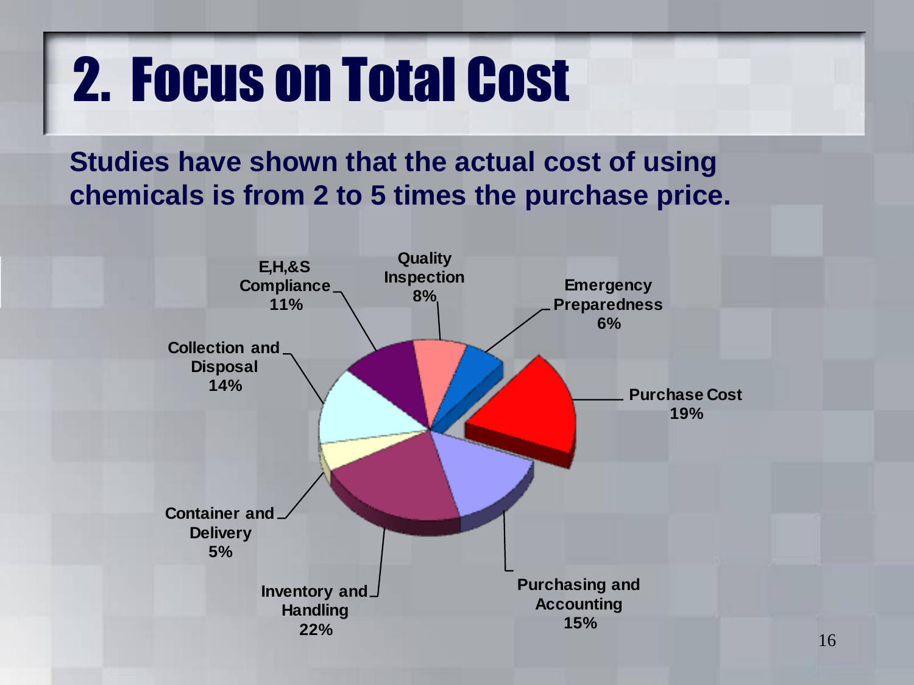# 2. Focus on Total Cost

**Studies have shown that the actual cost of using chemicals is from 2 to 5 times the purchase price.**

- E,H,&S Compliance 11%
- Quality Inspection 8%
- Emergency Preparedness 6%
- Purchase Cost 19%
- Purchasing and Accounting 15%
- Inventory and Handling 22%
- Container and Delivery 5%
- Collection and Disposal 14%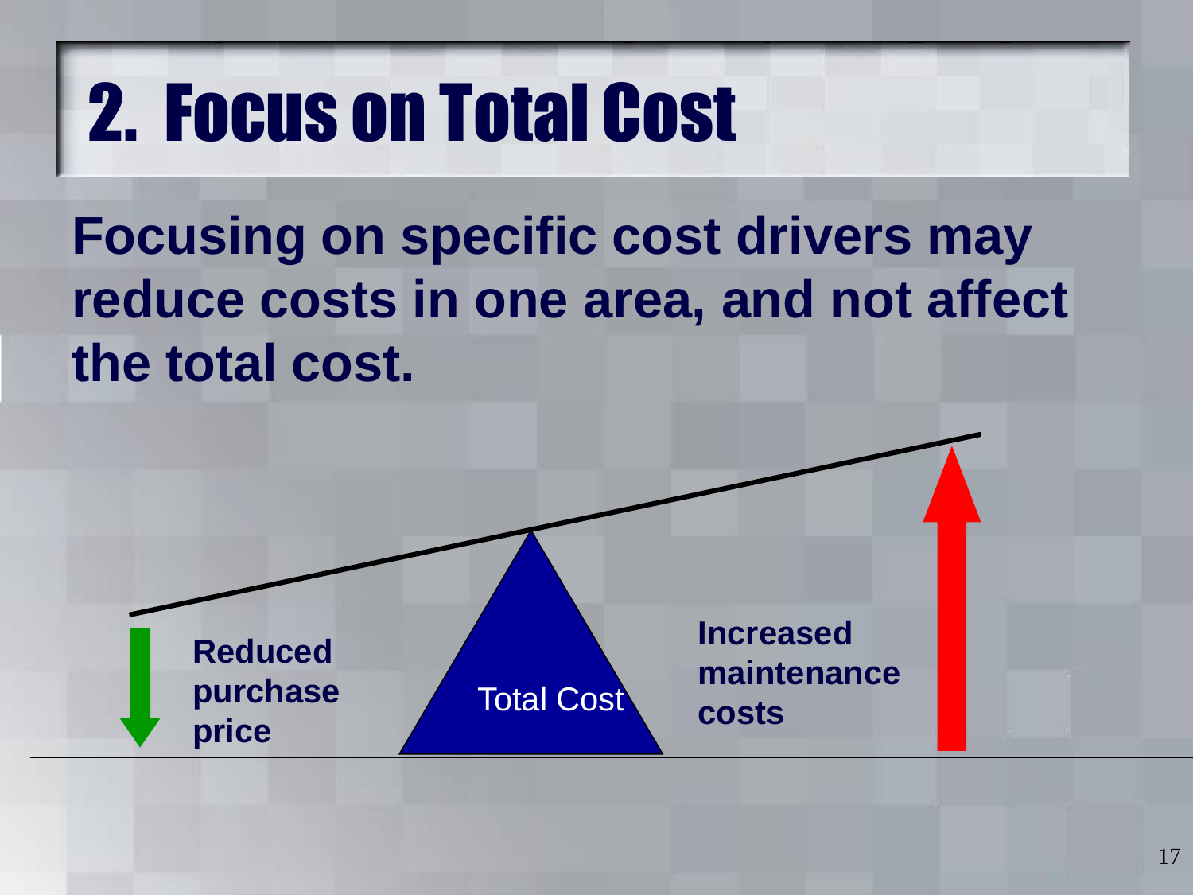# 2. Focus on Total Cost

**Focusing on specific cost drivers may reduce costs in one area, and not affect the total cost.**

**Reduced purchase price**

Total Cost

**Increased maintenance costs**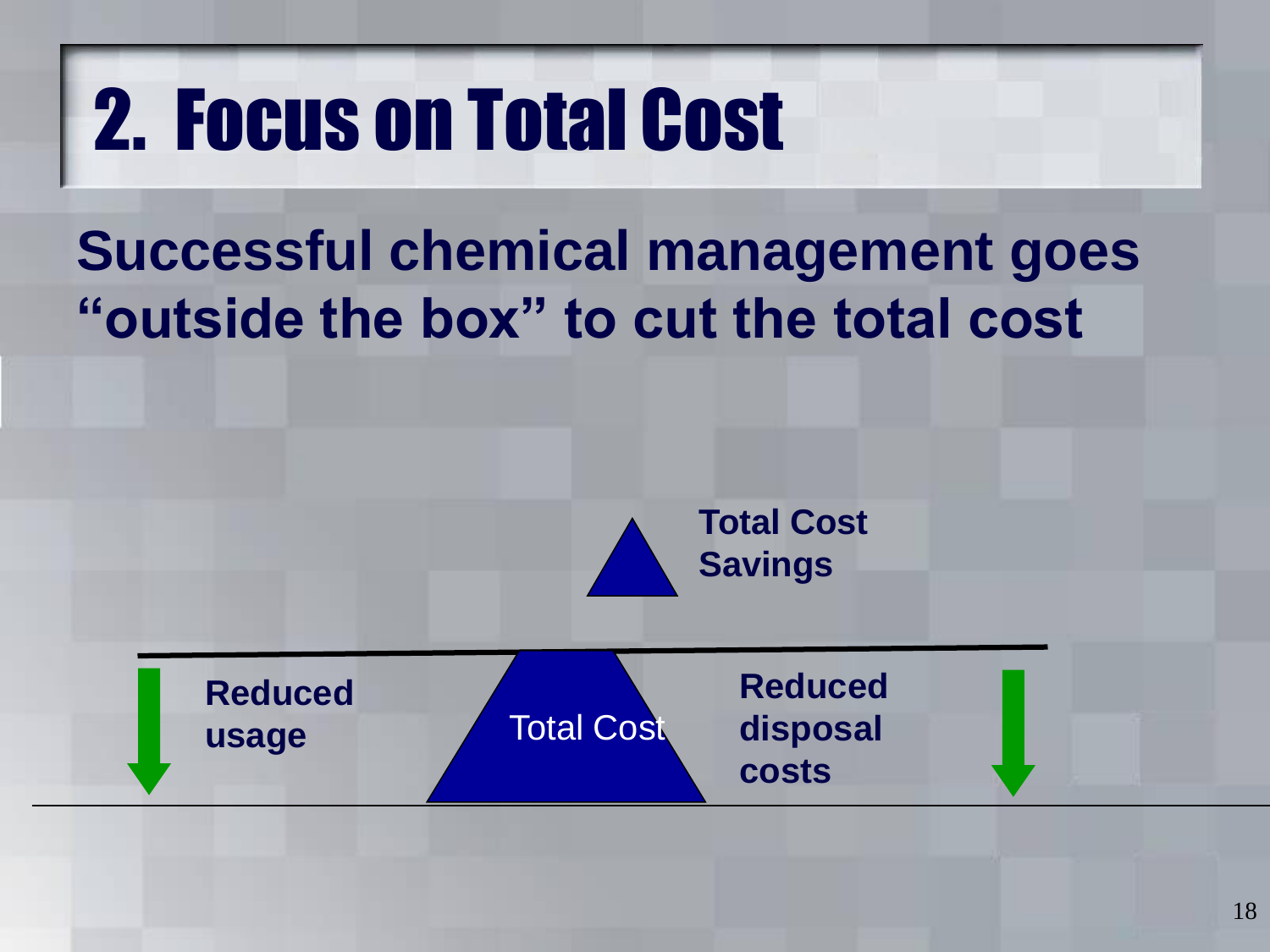# 2. Focus on Total Cost

**Successful chemical management goes "outside the box" to cut the total cost**

**Total Cost Savings**

**Reduced usage**

Total Cost

**Reduced disposal costs**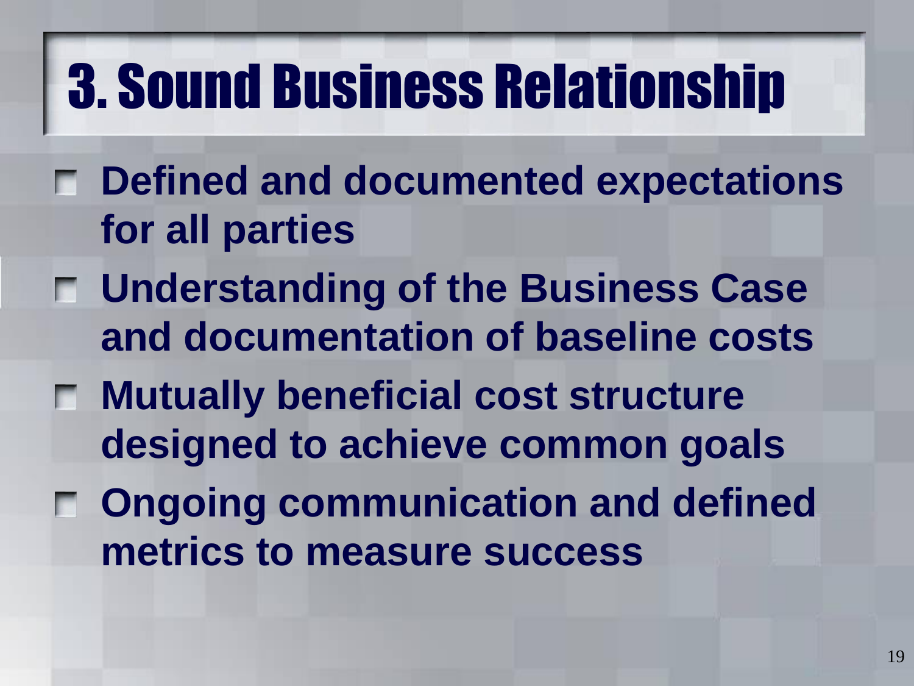# 3. Sound Business Relationship

- **Defined and documented expectations for all parties**
- **Understanding of the Business Case and documentation of baseline costs**
- **Mutually beneficial cost structure designed to achieve common goals**
- **Ongoing communication and defined metrics to measure success**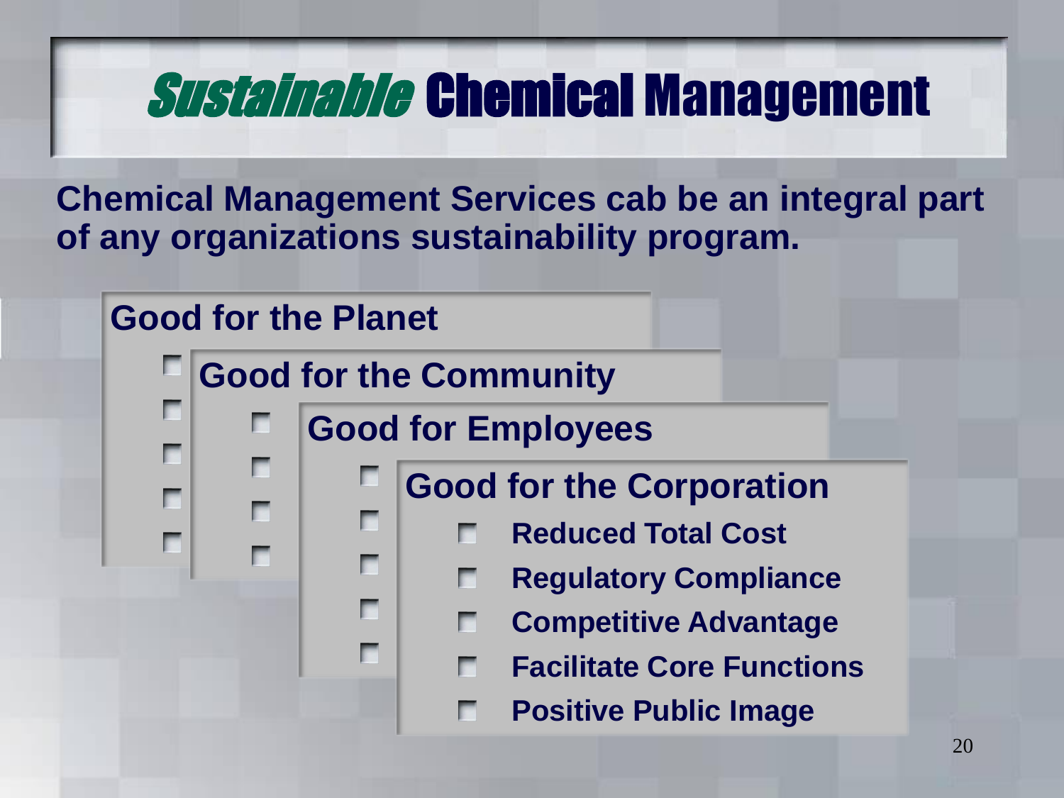# *Sustainable* Chemical Management

**Chemical Management Services cab be an integral part of any organizations sustainability program.**

**Good for the Planet**

- **Good for the Community**
  - **Good for Employees**
    - **Good for the Corporation**
      - **Reduced Total Cost**
      - **Regulatory Compliance**
      - **Competitive Advantage**
      - **Facilitate Core Functions**
      - **Positive Public Image**